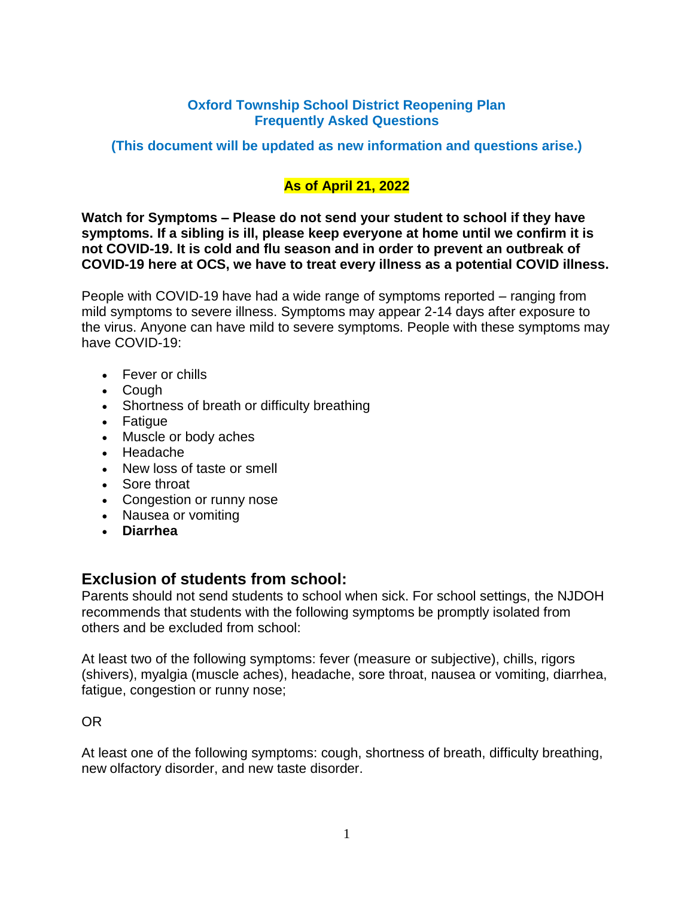# Oxford Township School District Reopening Plan
# Frequently Asked Questions

**(This document will be updated as new information and questions arise.)**

**As of April 21, 2022**

**Watch for Symptoms – Please do not send your student to school if they have symptoms. If a sibling is ill, please keep everyone at home until we confirm it is not COVID-19. It is cold and flu season and in order to prevent an outbreak of COVID-19 here at OCS, we have to treat every illness as a potential COVID illness.**

People with COVID-19 have had a wide range of symptoms reported – ranging from mild symptoms to severe illness. Symptoms may appear 2-14 days after exposure to the virus. Anyone can have mild to severe symptoms. People with these symptoms may have COVID-19:

- Fever or chills
- Cough
- Shortness of breath or difficulty breathing
- Fatigue
- Muscle or body aches
- Headache
- New loss of taste or smell
- Sore throat
- Congestion or runny nose
- Nausea or vomiting
- **Diarrhea**

## Exclusion of students from school:

Parents should not send students to school when sick. For school settings, the NJDOH recommends that students with the following symptoms be promptly isolated from others and be excluded from school:

At least two of the following symptoms: fever (measure or subjective), chills, rigors (shivers), myalgia (muscle aches), headache, sore throat, nausea or vomiting, diarrhea, fatigue, congestion or runny nose;

OR

At least one of the following symptoms: cough, shortness of breath, difficulty breathing, new olfactory disorder, and new taste disorder.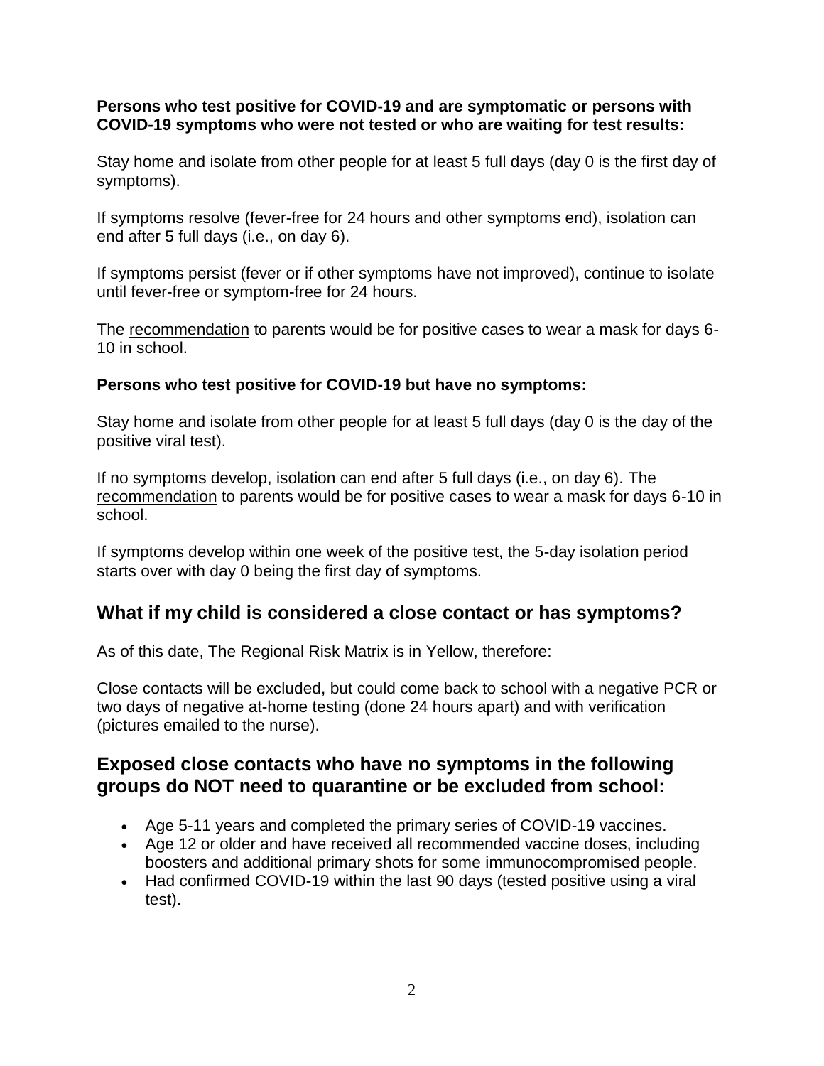**Persons who test positive for COVID-19 and are symptomatic or persons with COVID-19 symptoms who were not tested or who are waiting for test results:**

Stay home and isolate from other people for at least 5 full days (day 0 is the first day of symptoms).

If symptoms resolve (fever-free for 24 hours and other symptoms end), isolation can end after 5 full days (i.e., on day 6).

If symptoms persist (fever or if other symptoms have not improved), continue to isolate until fever-free or symptom-free for 24 hours.

The recommendation to parents would be for positive cases to wear a mask for days 6-10 in school.

**Persons who test positive for COVID-19 but have no symptoms:**

Stay home and isolate from other people for at least 5 full days (day 0 is the day of the positive viral test).

If no symptoms develop, isolation can end after 5 full days (i.e., on day 6). The recommendation to parents would be for positive cases to wear a mask for days 6-10 in school.

If symptoms develop within one week of the positive test, the 5-day isolation period starts over with day 0 being the first day of symptoms.

## What if my child is considered a close contact or has symptoms?

As of this date, The Regional Risk Matrix is in Yellow, therefore:

Close contacts will be excluded, but could come back to school with a negative PCR or two days of negative at-home testing (done 24 hours apart) and with verification (pictures emailed to the nurse).

## Exposed close contacts who have no symptoms in the following groups do NOT need to quarantine or be excluded from school:

- Age 5-11 years and completed the primary series of COVID-19 vaccines.
- Age 12 or older and have received all recommended vaccine doses, including boosters and additional primary shots for some immunocompromised people.
- Had confirmed COVID-19 within the last 90 days (tested positive using a viral test).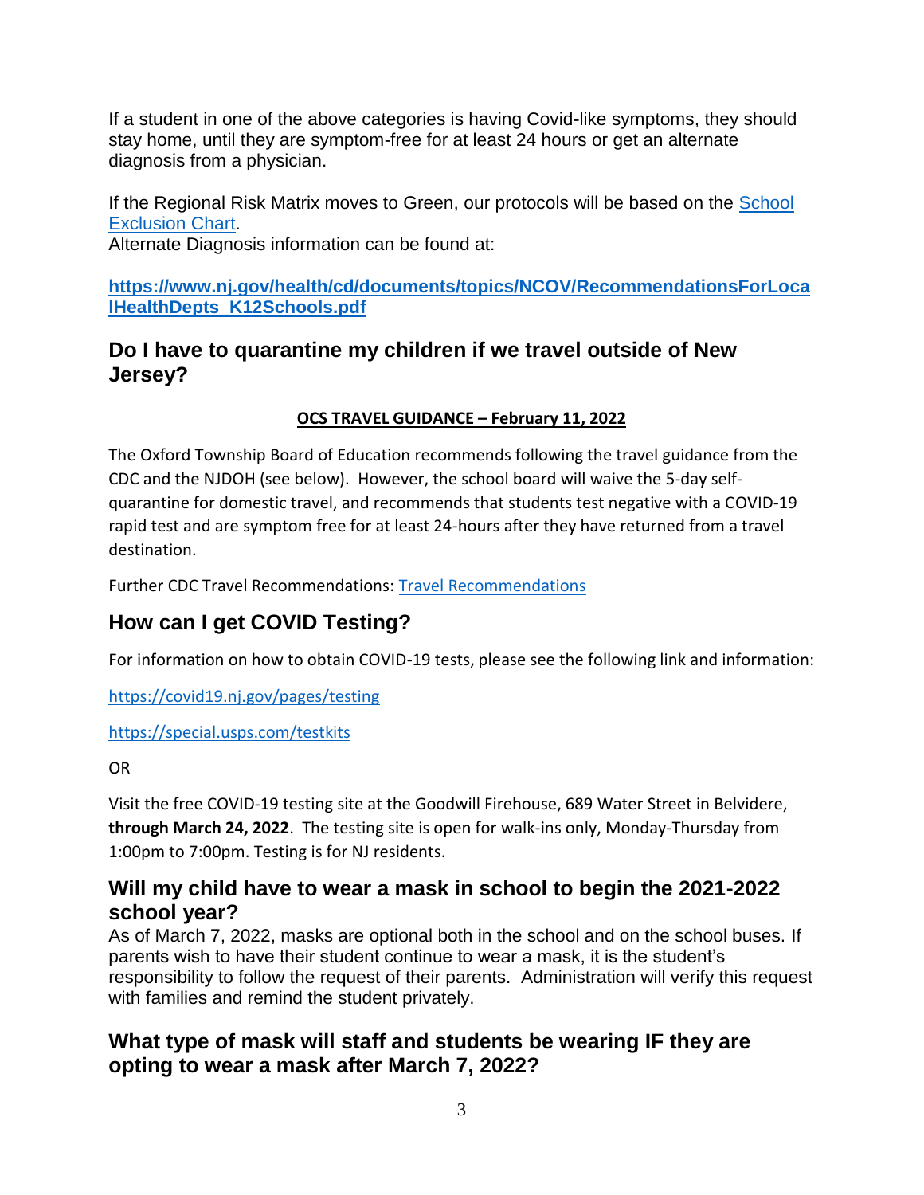If a student in one of the above categories is having Covid-like symptoms, they should stay home, until they are symptom-free for at least 24 hours or get an alternate diagnosis from a physician.

If the Regional Risk Matrix moves to Green, our protocols will be based on the [School Exclusion Chart](#).

Alternate Diagnosis information can be found at:

**https://www.nj.gov/health/cd/documents/topics/NCOV/RecommendationsForLocalHealthDepts_K12Schools.pdf**

## Do I have to quarantine my children if we travel outside of New Jersey?

**OCS TRAVEL GUIDANCE – February 11, 2022**

The Oxford Township Board of Education recommends following the travel guidance from the CDC and the NJDOH (see below). However, the school board will waive the 5-day self-quarantine for domestic travel, and recommends that students test negative with a COVID-19 rapid test and are symptom free for at least 24-hours after they have returned from a travel destination.

Further CDC Travel Recommendations: [Travel Recommendations](#)

## How can I get COVID Testing?

For information on how to obtain COVID-19 tests, please see the following link and information:

https://covid19.nj.gov/pages/testing

https://special.usps.com/testkits

OR

Visit the free COVID-19 testing site at the Goodwill Firehouse, 689 Water Street in Belvidere, **through March 24, 2022**. The testing site is open for walk-ins only, Monday-Thursday from 1:00pm to 7:00pm. Testing is for NJ residents.

## Will my child have to wear a mask in school to begin the 2021-2022 school year?

As of March 7, 2022, masks are optional both in the school and on the school buses. If parents wish to have their student continue to wear a mask, it is the student's responsibility to follow the request of their parents. Administration will verify this request with families and remind the student privately.

## What type of mask will staff and students be wearing IF they are opting to wear a mask after March 7, 2022?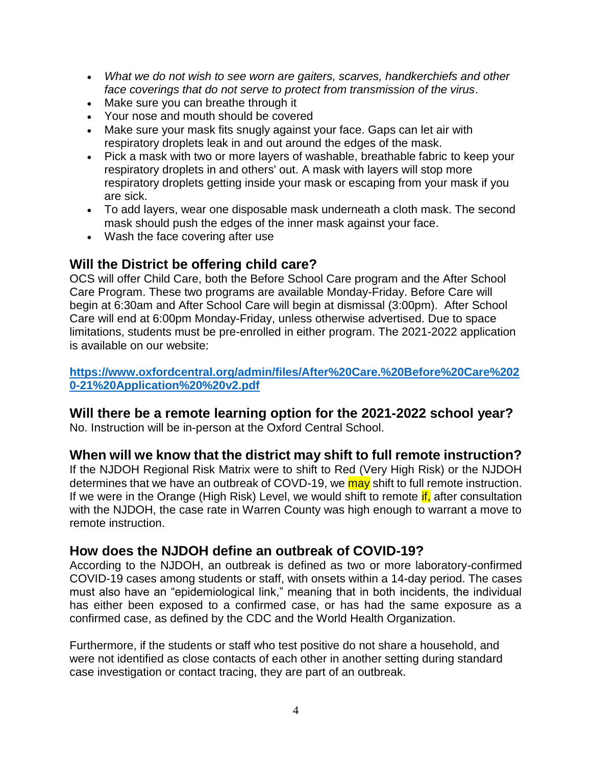- *What we do not wish to see worn are gaiters, scarves, handkerchiefs and other face coverings that do not serve to protect from transmission of the virus*.
- Make sure you can breathe through it
- Your nose and mouth should be covered
- Make sure your mask fits snugly against your face. Gaps can let air with respiratory droplets leak in and out around the edges of the mask.
- Pick a mask with two or more layers of washable, breathable fabric to keep your respiratory droplets in and others' out. A mask with layers will stop more respiratory droplets getting inside your mask or escaping from your mask if you are sick.
- To add layers, wear one disposable mask underneath a cloth mask. The second mask should push the edges of the inner mask against your face.
- Wash the face covering after use

## Will the District be offering child care?

OCS will offer Child Care, both the Before School Care program and the After School Care Program. These two programs are available Monday-Friday. Before Care will begin at 6:30am and After School Care will begin at dismissal (3:00pm). After School Care will end at 6:00pm Monday-Friday, unless otherwise advertised. Due to space limitations, students must be pre-enrolled in either program. The 2021-2022 application is available on our website:

**https://www.oxfordcentral.org/admin/files/After%20Care.%20Before%20Care%2020-21%20Application%20%20v2.pdf**

## Will there be a remote learning option for the 2021-2022 school year?

No. Instruction will be in-person at the Oxford Central School.

## When will we know that the district may shift to full remote instruction?

If the NJDOH Regional Risk Matrix were to shift to Red (Very High Risk) or the NJDOH determines that we have an outbreak of COVD-19, we may shift to full remote instruction. If we were in the Orange (High Risk) Level, we would shift to remote if, after consultation with the NJDOH, the case rate in Warren County was high enough to warrant a move to remote instruction.

## How does the NJDOH define an outbreak of COVID-19?

According to the NJDOH, an outbreak is defined as two or more laboratory-confirmed COVID-19 cases among students or staff, with onsets within a 14-day period. The cases must also have an "epidemiological link," meaning that in both incidents, the individual has either been exposed to a confirmed case, or has had the same exposure as a confirmed case, as defined by the CDC and the World Health Organization.

Furthermore, if the students or staff who test positive do not share a household, and were not identified as close contacts of each other in another setting during standard case investigation or contact tracing, they are part of an outbreak.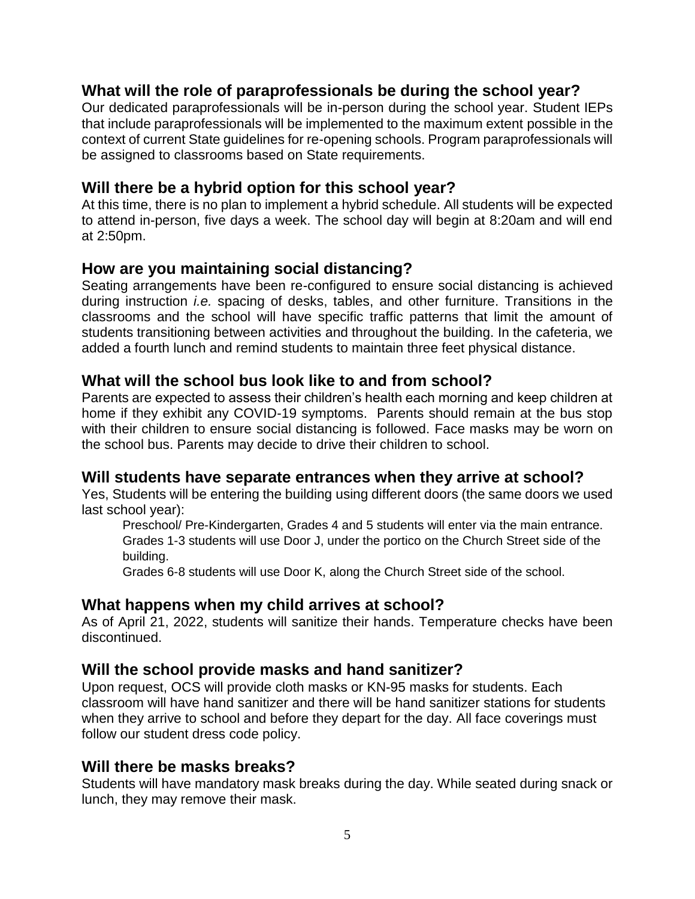## What will the role of paraprofessionals be during the school year?

Our dedicated paraprofessionals will be in-person during the school year. Student IEPs that include paraprofessionals will be implemented to the maximum extent possible in the context of current State guidelines for re-opening schools. Program paraprofessionals will be assigned to classrooms based on State requirements.

## Will there be a hybrid option for this school year?

At this time, there is no plan to implement a hybrid schedule. All students will be expected to attend in-person, five days a week. The school day will begin at 8:20am and will end at 2:50pm.

## How are you maintaining social distancing?

Seating arrangements have been re-configured to ensure social distancing is achieved during instruction *i.e.* spacing of desks, tables, and other furniture. Transitions in the classrooms and the school will have specific traffic patterns that limit the amount of students transitioning between activities and throughout the building. In the cafeteria, we added a fourth lunch and remind students to maintain three feet physical distance.

## What will the school bus look like to and from school?

Parents are expected to assess their children's health each morning and keep children at home if they exhibit any COVID-19 symptoms. Parents should remain at the bus stop with their children to ensure social distancing is followed. Face masks may be worn on the school bus. Parents may decide to drive their children to school.

## Will students have separate entrances when they arrive at school?

Yes, Students will be entering the building using different doors (the same doors we used last school year):

Preschool/ Pre-Kindergarten, Grades 4 and 5 students will enter via the main entrance.
Grades 1-3 students will use Door J, under the portico on the Church Street side of the building.
Grades 6-8 students will use Door K, along the Church Street side of the school.

## What happens when my child arrives at school?

As of April 21, 2022, students will sanitize their hands. Temperature checks have been discontinued.

## Will the school provide masks and hand sanitizer?

Upon request, OCS will provide cloth masks or KN-95 masks for students. Each classroom will have hand sanitizer and there will be hand sanitizer stations for students when they arrive to school and before they depart for the day. All face coverings must follow our student dress code policy.

## Will there be masks breaks?

Students will have mandatory mask breaks during the day. While seated during snack or lunch, they may remove their mask.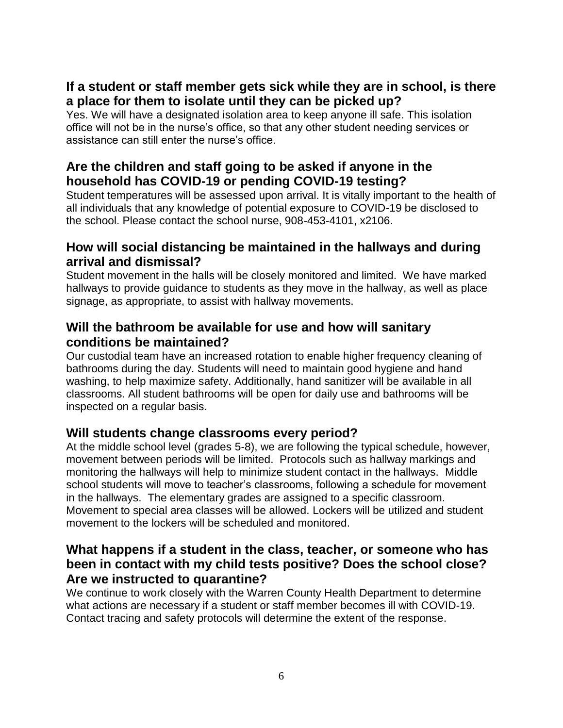## If a student or staff member gets sick while they are in school, is there a place for them to isolate until they can be picked up?

Yes. We will have a designated isolation area to keep anyone ill safe. This isolation office will not be in the nurse's office, so that any other student needing services or assistance can still enter the nurse's office.

## Are the children and staff going to be asked if anyone in the household has COVID-19 or pending COVID-19 testing?

Student temperatures will be assessed upon arrival. It is vitally important to the health of all individuals that any knowledge of potential exposure to COVID-19 be disclosed to the school. Please contact the school nurse, 908-453-4101, x2106.

## How will social distancing be maintained in the hallways and during arrival and dismissal?

Student movement in the halls will be closely monitored and limited. We have marked hallways to provide guidance to students as they move in the hallway, as well as place signage, as appropriate, to assist with hallway movements.

## Will the bathroom be available for use and how will sanitary conditions be maintained?

Our custodial team have an increased rotation to enable higher frequency cleaning of bathrooms during the day. Students will need to maintain good hygiene and hand washing, to help maximize safety. Additionally, hand sanitizer will be available in all classrooms. All student bathrooms will be open for daily use and bathrooms will be inspected on a regular basis.

## Will students change classrooms every period?

At the middle school level (grades 5-8), we are following the typical schedule, however, movement between periods will be limited. Protocols such as hallway markings and monitoring the hallways will help to minimize student contact in the hallways. Middle school students will move to teacher's classrooms, following a schedule for movement in the hallways. The elementary grades are assigned to a specific classroom. Movement to special area classes will be allowed. Lockers will be utilized and student movement to the lockers will be scheduled and monitored.

## What happens if a student in the class, teacher, or someone who has been in contact with my child tests positive? Does the school close? Are we instructed to quarantine?

We continue to work closely with the Warren County Health Department to determine what actions are necessary if a student or staff member becomes ill with COVID-19. Contact tracing and safety protocols will determine the extent of the response.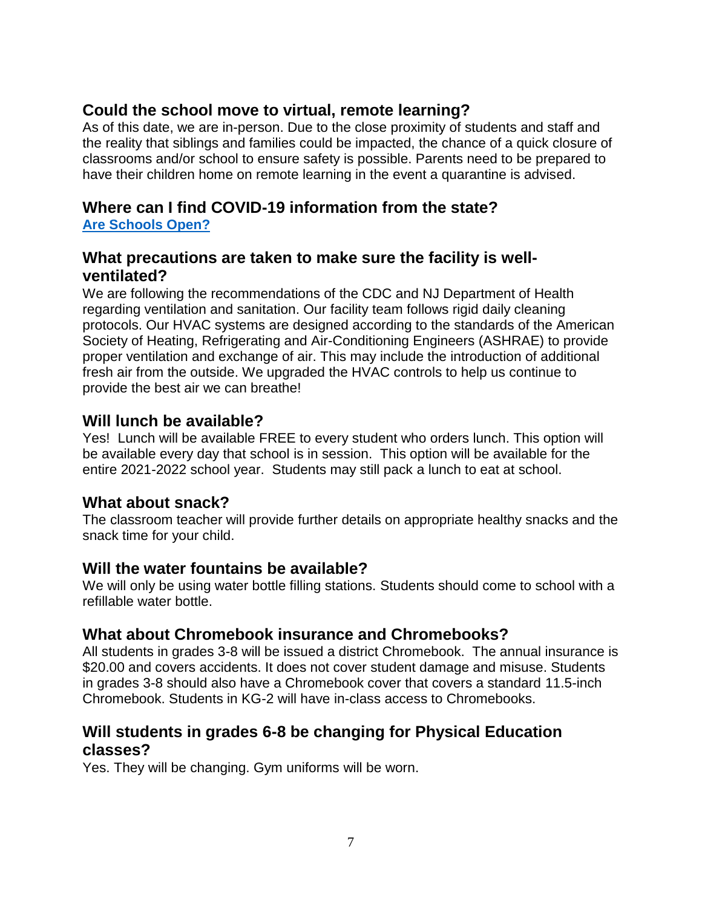## Could the school move to virtual, remote learning?

As of this date, we are in-person. Due to the close proximity of students and staff and the reality that siblings and families could be impacted, the chance of a quick closure of classrooms and/or school to ensure safety is possible. Parents need to be prepared to have their children home on remote learning in the event a quarantine is advised.

## Where can I find COVID-19 information from the state?

**Are Schools Open?**

## What precautions are taken to make sure the facility is well-ventilated?

We are following the recommendations of the CDC and NJ Department of Health regarding ventilation and sanitation. Our facility team follows rigid daily cleaning protocols. Our HVAC systems are designed according to the standards of the American Society of Heating, Refrigerating and Air-Conditioning Engineers (ASHRAE) to provide proper ventilation and exchange of air. This may include the introduction of additional fresh air from the outside. We upgraded the HVAC controls to help us continue to provide the best air we can breathe!

## Will lunch be available?

Yes! Lunch will be available FREE to every student who orders lunch. This option will be available every day that school is in session. This option will be available for the entire 2021-2022 school year. Students may still pack a lunch to eat at school.

## What about snack?

The classroom teacher will provide further details on appropriate healthy snacks and the snack time for your child.

## Will the water fountains be available?

We will only be using water bottle filling stations. Students should come to school with a refillable water bottle.

## What about Chromebook insurance and Chromebooks?

All students in grades 3-8 will be issued a district Chromebook. The annual insurance is $20.00 and covers accidents. It does not cover student damage and misuse. Students in grades 3-8 should also have a Chromebook cover that covers a standard 11.5-inch Chromebook. Students in KG-2 will have in-class access to Chromebooks.

## Will students in grades 6-8 be changing for Physical Education classes?

Yes. They will be changing. Gym uniforms will be worn.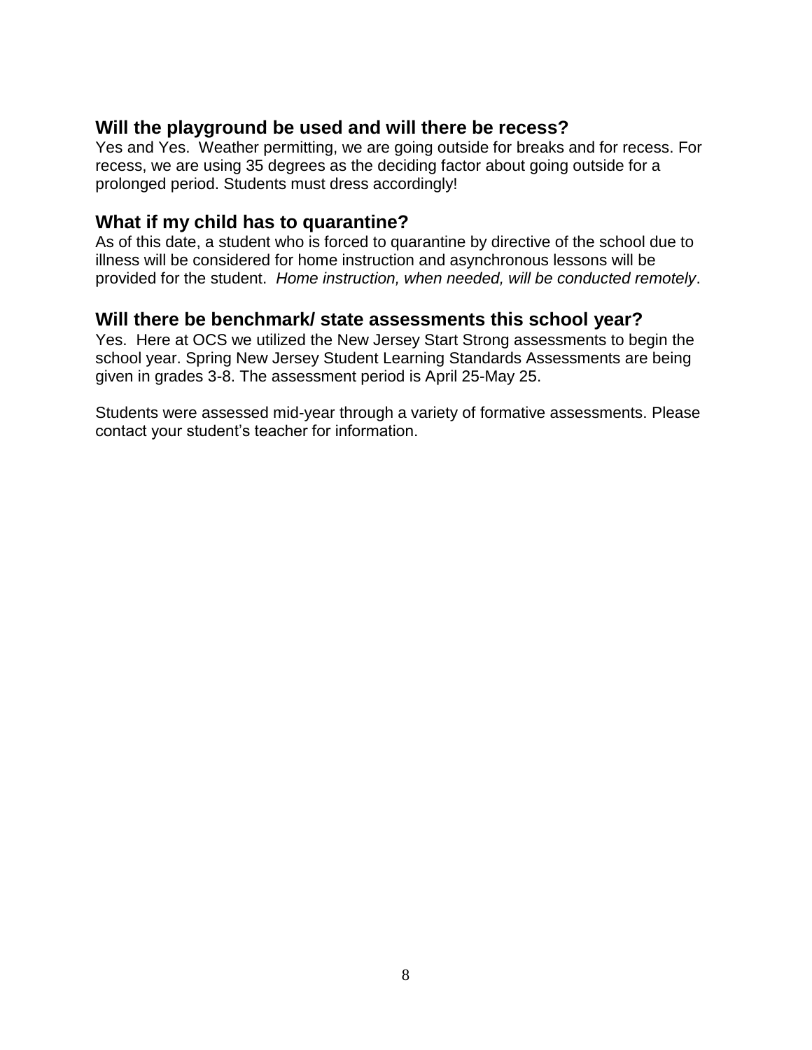### Will the playground be used and will there be recess?

Yes and Yes. Weather permitting, we are going outside for breaks and for recess. For recess, we are using 35 degrees as the deciding factor about going outside for a prolonged period. Students must dress accordingly!

### What if my child has to quarantine?

As of this date, a student who is forced to quarantine by directive of the school due to illness will be considered for home instruction and asynchronous lessons will be provided for the student. *Home instruction, when needed, will be conducted remotely*.

### Will there be benchmark/ state assessments this school year?

Yes. Here at OCS we utilized the New Jersey Start Strong assessments to begin the school year. Spring New Jersey Student Learning Standards Assessments are being given in grades 3-8. The assessment period is April 25-May 25.

Students were assessed mid-year through a variety of formative assessments. Please contact your student's teacher for information.